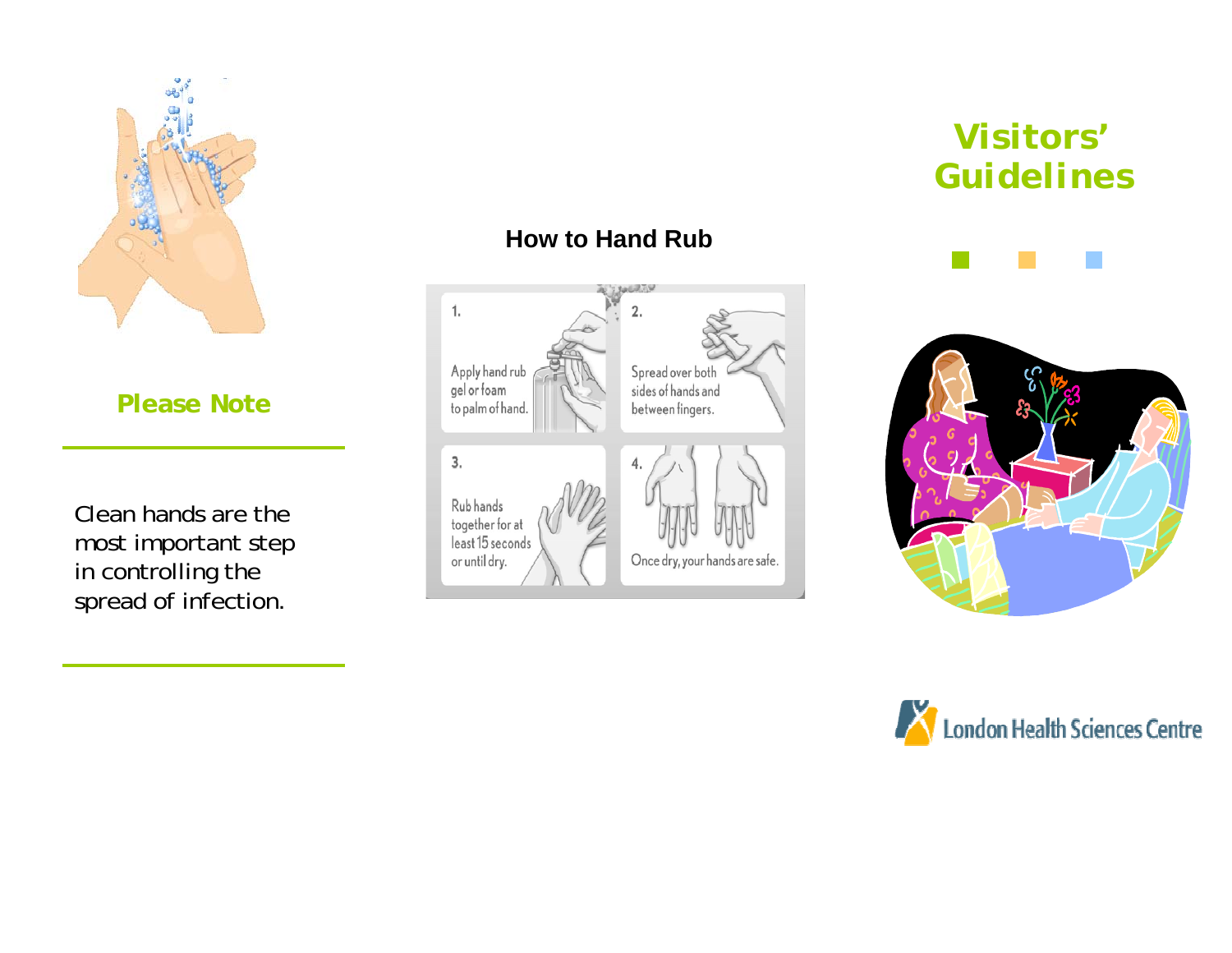## Please Note

Clean hands are the most important step in controlling the spread of infection.

## How to Hand Rub

1. Apply hand rub gel or foam to palm of hand.
2. Spread over both sides of hands and between fingers.
3. Rub hands together for at least 15 seconds or until dry.
4. Once dry, your hands are safe.

# Visitors' Guidelines

London Health Sciences Centre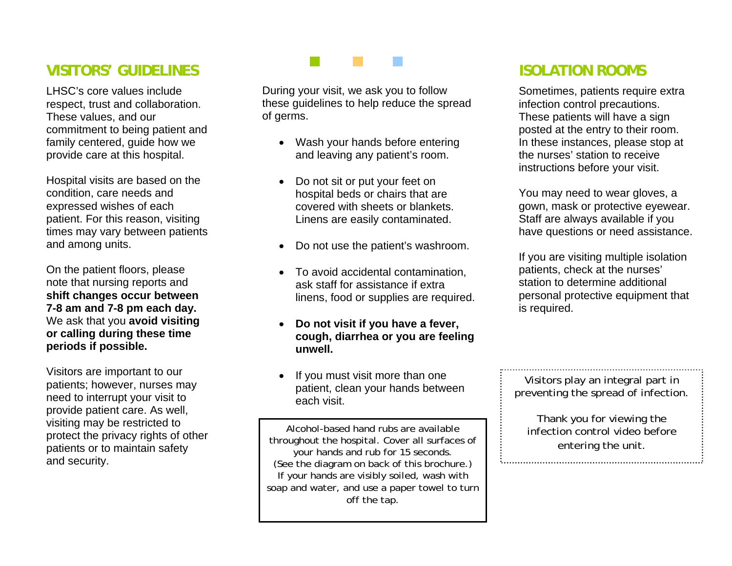## VISITORS' GUIDELINES

LHSC's core values include respect, trust and collaboration. These values, and our commitment to being patient and family centered, guide how we provide care at this hospital.

Hospital visits are based on the condition, care needs and expressed wishes of each patient. For this reason, visiting times may vary between patients and among units.

On the patient floors, please note that nursing reports and **shift changes occur between 7-8 am and 7-8 pm each day.** We ask that you **avoid visiting or calling during these time periods if possible.**

Visitors are important to our patients; however, nurses may need to interrupt your visit to provide patient care. As well, visiting may be restricted to protect the privacy rights of other patients or to maintain safety and security.

During your visit, we ask you to follow these guidelines to help reduce the spread of germs.

- Wash your hands before entering and leaving any patient's room.
- Do not sit or put your feet on hospital beds or chairs that are covered with sheets or blankets. Linens are easily contaminated.
- Do not use the patient's washroom.
- To avoid accidental contamination, ask staff for assistance if extra linens, food or supplies are required.
- **Do not visit if you have a fever, cough, diarrhea or you are feeling unwell.**
- If you must visit more than one patient, clean your hands between each visit.

Alcohol-based hand rubs are available throughout the hospital. Cover all surfaces of your hands and rub for 15 seconds. (See the diagram on back of this brochure.) If your hands are visibly soiled, wash with soap and water, and use a paper towel to turn off the tap.

## ISOLATION ROOMS

Sometimes, patients require extra infection control precautions. These patients will have a sign posted at the entry to their room. In these instances, please stop at the nurses' station to receive instructions before your visit.

You may need to wear gloves, a gown, mask or protective eyewear. Staff are always available if you have questions or need assistance.

If you are visiting multiple isolation patients, check at the nurses' station to determine additional personal protective equipment that is required.

Visitors play an integral part in preventing the spread of infection.

Thank you for viewing the infection control video before entering the unit.